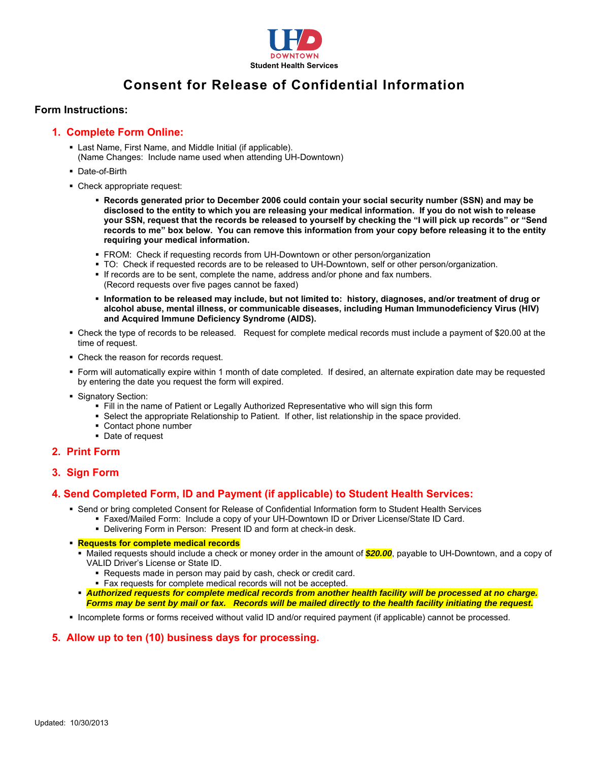UHD DOWNTOWN

**Student Health Services**

# Consent for Release of Confidential Information

## Form Instructions:

### 1. Complete Form Online:

- Last Name, First Name, and Middle Initial (if applicable).
  (Name Changes: Include name used when attending UH-Downtown)
- Date-of-Birth
- Check appropriate request:
  - **Records generated prior to December 2006 could contain your social security number (SSN) and may be disclosed to the entity to which you are releasing your medical information. If you do not wish to release your SSN, request that the records be released to yourself by checking the "I will pick up records" or "Send records to me" box below. You can remove this information from your copy before releasing it to the entity requiring your medical information.**
  - FROM: Check if requesting records from UH-Downtown or other person/organization
  - TO: Check if requested records are to be released to UH-Downtown, self or other person/organization.
  - If records are to be sent, complete the name, address and/or phone and fax numbers.
    (Record requests over five pages cannot be faxed)
  - **Information to be released may include, but not limited to: history, diagnoses, and/or treatment of drug or alcohol abuse, mental illness, or communicable diseases, including Human Immunodeficiency Virus (HIV) and Acquired Immune Deficiency Syndrome (AIDS).**
- Check the type of records to be released. Request for complete medical records must include a payment of $20.00 at the time of request.
- Check the reason for records request.
- Form will automatically expire within 1 month of date completed. If desired, an alternate expiration date may be requested by entering the date you request the form will expired.
- Signatory Section:
  - Fill in the name of Patient or Legally Authorized Representative who will sign this form
  - Select the appropriate Relationship to Patient. If other, list relationship in the space provided.
  - Contact phone number
  - Date of request

### 2. Print Form

### 3. Sign Form

### 4. Send Completed Form, ID and Payment (if applicable) to Student Health Services:

- Send or bring completed Consent for Release of Confidential Information form to Student Health Services
  - Faxed/Mailed Form: Include a copy of your UH-Downtown ID or Driver License/State ID Card.
  - Delivering Form in Person: Present ID and form at check-in desk.
- **Requests for complete medical records**
  - Mailed requests should include a check or money order in the amount of ***$20.00***, payable to UH-Downtown, and a copy of VALID Driver's License or State ID.
    - Requests made in person may paid by cash, check or credit card.
    - Fax requests for complete medical records will not be accepted.
  - ***Authorized requests for complete medical records from another health facility will be processed at no charge. Forms may be sent by mail or fax. Records will be mailed directly to the health facility initiating the request.***
- Incomplete forms or forms received without valid ID and/or required payment (if applicable) cannot be processed.

### 5. Allow up to ten (10) business days for processing.

Updated: 10/30/2013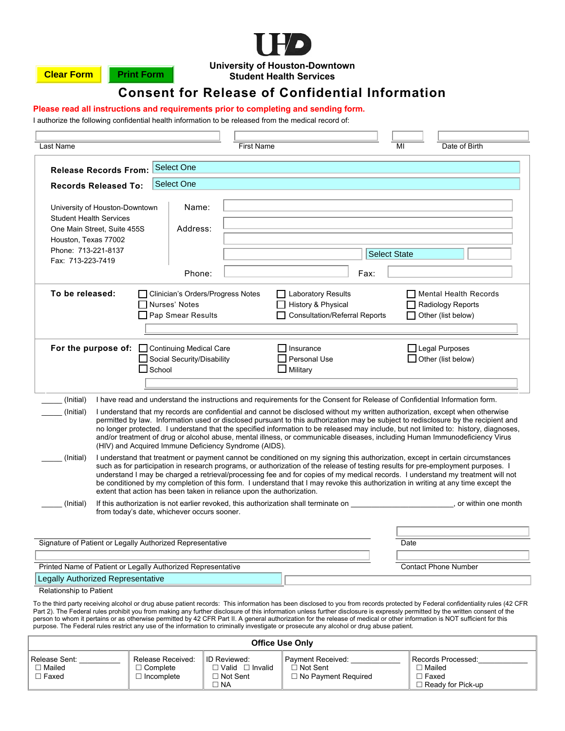UHD

University of Houston-Downtown
Student Health Services

Clear Form | Print Form

# Consent for Release of Confidential Information

**Please read all instructions and requirements prior to completing and sending form.**

I authorize the following confidential health information to be released from the medical record of:

| Last Name | First Name | MI | Date of Birth |
|---|---|---|---|
| | | | |

**Release Records From:** Select One

**Records Released To:** Select One

University of Houston-Downtown
Student Health Services
One Main Street, Suite 455S
Houston, Texas 77002
Phone: 713-221-8137
Fax: 713-223-7419

Name:

Address:

Select State

Phone: Fax:

**To be released:**

- ☐ Clinician's Orders/Progress Notes
- ☐ Nurses' Notes
- ☐ Pap Smear Results
- ☐ Laboratory Results
- ☐ History & Physical
- ☐ Consultation/Referral Reports
- ☐ Mental Health Records
- ☐ Radiology Reports
- ☐ Other (list below)

**For the purpose of:**

- ☐ Continuing Medical Care
- ☐ Social Security/Disability
- ☐ School
- ☐ Insurance
- ☐ Personal Use
- ☐ Military
- ☐ Legal Purposes
- ☐ Other (list below)

_____ (Initial) I have read and understand the instructions and requirements for the Consent for Release of Confidential Information form.

_____ (Initial) I understand that my records are confidential and cannot be disclosed without my written authorization, except when otherwise permitted by law. Information used or disclosed pursuant to this authorization may be subject to redisclosure by the recipient and no longer protected. I understand that the specified information to be released may include, but not limited to: history, diagnoses, and/or treatment of drug or alcohol abuse, mental illness, or communicable diseases, including Human Immunodeficiency Virus (HIV) and Acquired Immune Deficiency Syndrome (AIDS).

_____ (Initial) I understand that treatment or payment cannot be conditioned on my signing this authorization, except in certain circumstances such as for participation in research programs, or authorization of the release of testing results for pre-employment purposes. I understand I may be charged a retrieval/processing fee and for copies of my medical records. I understand my treatment will not be conditioned by my completion of this form. I understand that I may revoke this authorization in writing at any time except the extent that action has been taken in reliance upon the authorization.

_____ (Initial) If this authorization is not earlier revoked, this authorization shall terminate on _________________________, or within one month from today's date, whichever occurs sooner.

Signature of Patient or Legally Authorized Representative | Date

Printed Name of Patient or Legally Authorized Representative | Contact Phone Number

Legally Authorized Representative

Relationship to Patient

To the third party receiving alcohol or drug abuse patient records: This information has been disclosed to you from records protected by Federal confidentiality rules (42 CFR Part 2). The Federal rules prohibit you from making any further disclosure of this information unless further disclosure is expressly permitted by the written consent of the person to whom it pertains or as otherwise permitted by 42 CFR Part II. A general authorization for the release of medical or other information is NOT sufficient for this purpose. The Federal rules restrict any use of the information to criminally investigate or prosecute any alcohol or drug abuse patient.

| Office Use Only | | | | |
|---|---|---|---|---|
| Release Sent: __________<br>☐ Mailed<br>☐ Faxed | Release Received:<br>☐ Complete<br>☐ Incomplete | ID Reviewed:<br>☐ Valid ☐ Invalid<br>☐ Not Sent<br>☐ NA | Payment Received: __________<br>☐ Not Sent<br>☐ No Payment Required | Records Processed: __________<br>☐ Mailed<br>☐ Faxed<br>☐ Ready for Pick-up |